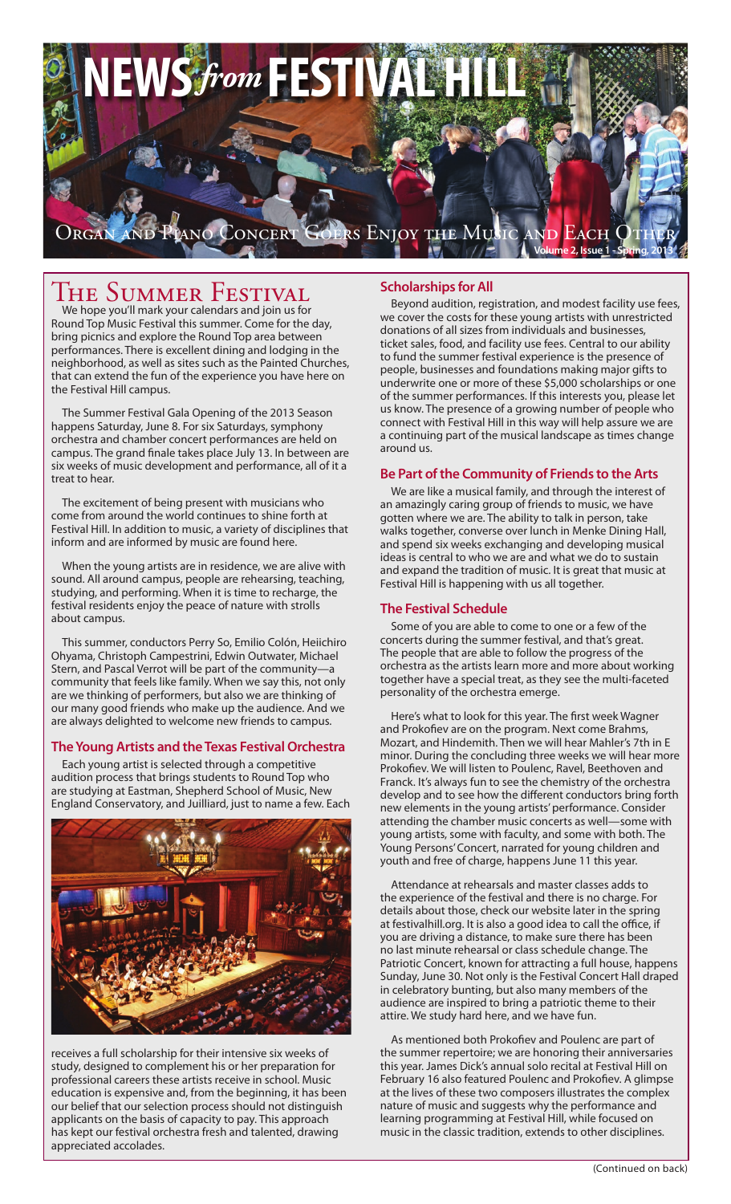# NEWS *from* FESTIVAL HILL

Organ and Piano Concert Goers Enjoy the Music and Each Other

## The Summer Festival

We hope you'll mark your calendars and join us for Round Top Music Festival this summer. Come for the day, bring picnics and explore the Round Top area between performances. There is excellent dining and lodging in the neighborhood, as well as sites such as the Painted Churches, that can extend the fun of the experience you have here on the Festival Hill campus.

The Summer Festival Gala Opening of the 2013 Season happens Saturday, June 8. For six Saturdays, symphony orchestra and chamber concert performances are held on campus. The grand finale takes place July 13. In between are six weeks of music development and performance, all of it a treat to hear.

The excitement of being present with musicians who come from around the world continues to shine forth at Festival Hill. In addition to music, a variety of disciplines that inform and are informed by music are found here.

When the young artists are in residence, we are alive with sound. All around campus, people are rehearsing, teaching, studying, and performing. When it is time to recharge, the festival residents enjoy the peace of nature with strolls about campus.

This summer, conductors Perry So, Emilio Colón, Heiichiro Ohyama, Christoph Campestrini, Edwin Outwater, Michael Stern, and Pascal Verrot will be part of the community—a community that feels like family. When we say this, not only are we thinking of performers, but also we are thinking of our many good friends who make up the audience. And we are always delighted to welcome new friends to campus.

### The Young Artists and the Texas Festival Orchestra

Each young artist is selected through a competitive audition process that brings students to Round Top who are studying at Eastman, Shepherd School of Music, New England Conservatory, and Juilliard, just to name a few. Each receives a full scholarship for their intensive six weeks of study, designed to complement his or her preparation for professional careers these artists receive in school. Music education is expensive and, from the beginning, it has been our belief that our selection process should not distinguish applicants on the basis of capacity to pay. This approach has kept our festival orchestra fresh and talented, drawing appreciated accolades.

### Scholarships for All

Beyond audition, registration, and modest facility use fees, we cover the costs for these young artists with unrestricted donations of all sizes from individuals and businesses, ticket sales, food, and facility use fees. Central to our ability to fund the summer festival experience is the presence of people, businesses and foundations making major gifts to underwrite one or more of these $5,000 scholarships or one of the summer performances. If this interests you, please let us know. The presence of a growing number of people who connect with Festival Hill in this way will help assure we are a continuing part of the musical landscape as times change around us.

### Be Part of the Community of Friends to the Arts

We are like a musical family, and through the interest of an amazingly caring group of friends to music, we have gotten where we are. The ability to talk in person, take walks together, converse over lunch in Menke Dining Hall, and spend six weeks exchanging and developing musical ideas is central to who we are and what we do to sustain and expand the tradition of music. It is great that music at Festival Hill is happening with us all together.

### The Festival Schedule

Some of you are able to come to one or a few of the concerts during the summer festival, and that's great. The people that are able to follow the progress of the orchestra as the artists learn more and more about working together have a special treat, as they see the multi-faceted personality of the orchestra emerge.

Here's what to look for this year. The first week Wagner and Prokofiev are on the program. Next come Brahms, Mozart, and Hindemith. Then we will hear Mahler's 7th in E minor. During the concluding three weeks we will hear more Prokofiev. We will listen to Poulenc, Ravel, Beethoven and Franck. It's always fun to see the chemistry of the orchestra develop and to see how the different conductors bring forth new elements in the young artists' performance. Consider attending the chamber music concerts as well—some with young artists, some with faculty, and some with both. The Young Persons' Concert, narrated for young children and youth and free of charge, happens June 11 this year.

Attendance at rehearsals and master classes adds to the experience of the festival and there is no charge. For details about those, check our website later in the spring at festivalhill.org. It is also a good idea to call the office, if you are driving a distance, to make sure there has been no last minute rehearsal or class schedule change. The Patriotic Concert, known for attracting a full house, happens Sunday, June 30. Not only is the Festival Concert Hall draped in celebratory bunting, but also many members of the audience are inspired to bring a patriotic theme to their attire. We study hard here, and we have fun.

As mentioned both Prokofiev and Poulenc are part of the summer repertoire; we are honoring their anniversaries this year. James Dick's annual solo recital at Festival Hill on February 16 also featured Poulenc and Prokofiev. A glimpse at the lives of these two composers illustrates the complex nature of music and suggests why the performance and learning programming at Festival Hill, while focused on music in the classic tradition, extends to other disciplines.

(Continued on back)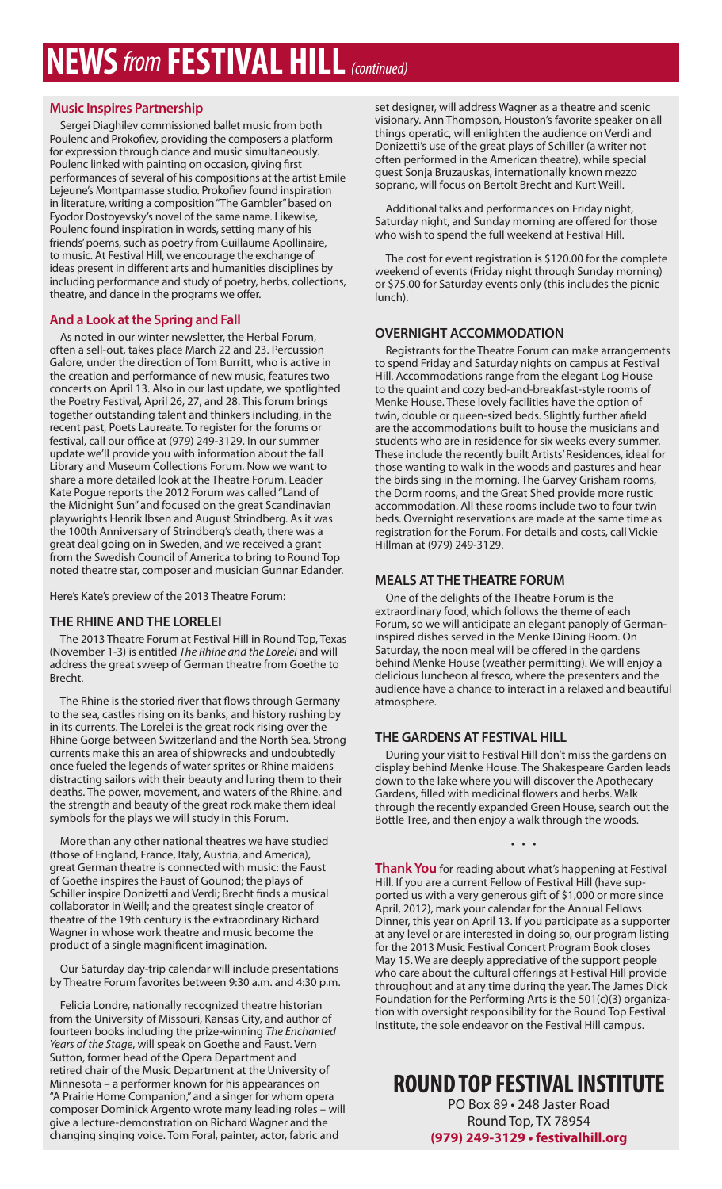# NEWS *from* FESTIVAL HILL *(continued)*

### Music Inspires Partnership

Sergei Diaghilev commissioned ballet music from both Poulenc and Prokofiev, providing the composers a platform for expression through dance and music simultaneously. Poulenc linked with painting on occasion, giving first performances of several of his compositions at the artist Emile Lejeune's Montparnasse studio. Prokofiev found inspiration in literature, writing a composition "The Gambler" based on Fyodor Dostoyevsky's novel of the same name. Likewise, Poulenc found inspiration in words, setting many of his friends' poems, such as poetry from Guillaume Apollinaire, to music. At Festival Hill, we encourage the exchange of ideas present in different arts and humanities disciplines by including performance and study of poetry, herbs, collections, theatre, and dance in the programs we offer.

### And a Look at the Spring and Fall

As noted in our winter newsletter, the Herbal Forum, often a sell-out, takes place March 22 and 23. Percussion Galore, under the direction of Tom Burritt, who is active in the creation and performance of new music, features two concerts on April 13. Also in our last update, we spotlighted the Poetry Festival, April 26, 27, and 28. This forum brings together outstanding talent and thinkers including, in the recent past, Poets Laureate. To register for the forums or festival, call our office at (979) 249-3129. In our summer update we'll provide you with information about the fall Library and Museum Collections Forum. Now we want to share a more detailed look at the Theatre Forum. Leader Kate Pogue reports the 2012 Forum was called "Land of the Midnight Sun" and focused on the great Scandinavian playwrights Henrik Ibsen and August Strindberg. As it was the 100th Anniversary of Strindberg's death, there was a great deal going on in Sweden, and we received a grant from the Swedish Council of America to bring to Round Top noted theatre star, composer and musician Gunnar Edander.

Here's Kate's preview of the 2013 Theatre Forum:

### THE RHINE AND THE LORELEI

The 2013 Theatre Forum at Festival Hill in Round Top, Texas (November 1-3) is entitled *The Rhine and the Lorelei* and will address the great sweep of German theatre from Goethe to Brecht.

The Rhine is the storied river that flows through Germany to the sea, castles rising on its banks, and history rushing by in its currents. The Lorelei is the great rock rising over the Rhine Gorge between Switzerland and the North Sea. Strong currents make this an area of shipwrecks and undoubtedly once fueled the legends of water sprites or Rhine maidens distracting sailors with their beauty and luring them to their deaths. The power, movement, and waters of the Rhine, and the strength and beauty of the great rock make them ideal symbols for the plays we will study in this Forum.

More than any other national theatres we have studied (those of England, France, Italy, Austria, and America), great German theatre is connected with music: the Faust of Goethe inspires the Faust of Gounod; the plays of Schiller inspire Donizetti and Verdi; Brecht finds a musical collaborator in Weill; and the greatest single creator of theatre of the 19th century is the extraordinary Richard Wagner in whose work theatre and music become the product of a single magnificent imagination.

Our Saturday day-trip calendar will include presentations by Theatre Forum favorites between 9:30 a.m. and 4:30 p.m.

Felicia Londre, nationally recognized theatre historian from the University of Missouri, Kansas City, and author of fourteen books including the prize-winning *The Enchanted Years of the Stage*, will speak on Goethe and Faust. Vern Sutton, former head of the Opera Department and retired chair of the Music Department at the University of Minnesota – a performer known for his appearances on "A Prairie Home Companion," and a singer for whom opera composer Dominick Argento wrote many leading roles – will give a lecture-demonstration on Richard Wagner and the changing singing voice. Tom Foral, painter, actor, fabric and set designer, will address Wagner as a theatre and scenic visionary. Ann Thompson, Houston's favorite speaker on all things operatic, will enlighten the audience on Verdi and Donizetti's use of the great plays of Schiller (a writer not often performed in the American theatre), while special guest Sonja Bruzauskas, internationally known mezzo soprano, will focus on Bertolt Brecht and Kurt Weill.

Additional talks and performances on Friday night, Saturday night, and Sunday morning are offered for those who wish to spend the full weekend at Festival Hill.

The cost for event registration is $120.00 for the complete weekend of events (Friday night through Sunday morning) or $75.00 for Saturday events only (this includes the picnic lunch).

### OVERNIGHT ACCOMMODATION

Registrants for the Theatre Forum can make arrangements to spend Friday and Saturday nights on campus at Festival Hill. Accommodations range from the elegant Log House to the quaint and cozy bed-and-breakfast-style rooms of Menke House. These lovely facilities have the option of twin, double or queen-sized beds. Slightly further afield are the accommodations built to house the musicians and students who are in residence for six weeks every summer. These include the recently built Artists' Residences, ideal for those wanting to walk in the woods and pastures and hear the birds sing in the morning. The Garvey Grisham rooms, the Dorm rooms, and the Great Shed provide more rustic accommodation. All these rooms include two to four twin beds. Overnight reservations are made at the same time as registration for the Forum. For details and costs, call Vickie Hillman at (979) 249-3129.

### MEALS AT THE THEATRE FORUM

One of the delights of the Theatre Forum is the extraordinary food, which follows the theme of each Forum, so we will anticipate an elegant panoply of German-inspired dishes served in the Menke Dining Room. On Saturday, the noon meal will be offered in the gardens behind Menke House (weather permitting). We will enjoy a delicious luncheon al fresco, where the presenters and the audience have a chance to interact in a relaxed and beautiful atmosphere.

### THE GARDENS AT FESTIVAL HILL

During your visit to Festival Hill don't miss the gardens on display behind Menke House. The Shakespeare Garden leads down to the lake where you will discover the Apothecary Gardens, filled with medicinal flowers and herbs. Walk through the recently expanded Green House, search out the Bottle Tree, and then enjoy a walk through the woods.

• • •

**Thank You** for reading about what's happening at Festival Hill. If you are a current Fellow of Festival Hill (have supported us with a very generous gift of $1,000 or more since April, 2012), mark your calendar for the Annual Fellows Dinner, this year on April 13. If you participate as a supporter at any level or are interested in doing so, our program listing for the 2013 Music Festival Concert Program Book closes May 15. We are deeply appreciative of the support people who care about the cultural offerings at Festival Hill provide throughout and at any time during the year. The James Dick Foundation for the Performing Arts is the 501(c)(3) organization with oversight responsibility for the Round Top Festival Institute, the sole endeavor on the Festival Hill campus.

## ROUND TOP FESTIVAL INSTITUTE

PO Box 89 • 248 Jaster Road
Round Top, TX 78954
**(979) 249-3129 • festivalhill.org**